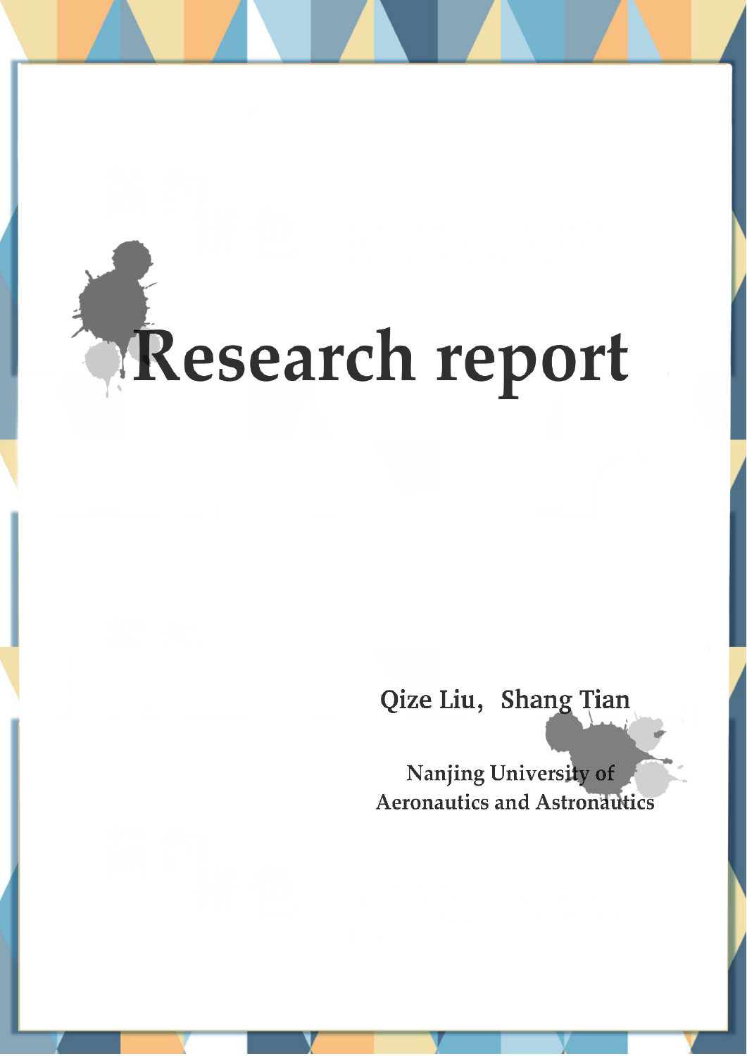# Research report

Qize Liu，Shang Tian

Nanjing University of Aeronautics and Astronautics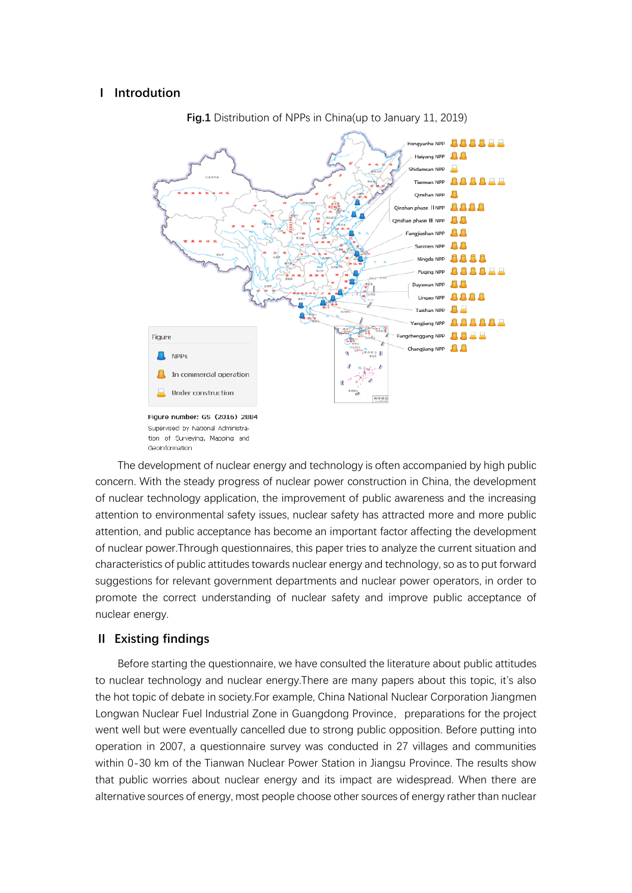## I Introduction

**Fig.1** Distribution of NPPs in China(up to January 11, 2019)

Hongyanhe NPP
Haiyang NPP
Shidaowan NPP
Tianwan NPP
Qinshan NPP
Qinshan phase II NPP
Qinshan phase III NPP
Fangjiashan NPP
Sanmen NPP
Ningde NPP
Fuqing NPP
Dayawan NPP
Lingao NPP
Taishan NPP
Yangjiang NPP
Fangchenggang NPP
Changjiang NPP

Figure
NPPs
In commercial operation
Under construction

Figure number: GS (2016) 2884
Supervised by National Administration of Surveying, Mapping and Geoinformation

The development of nuclear energy and technology is often accompanied by high public concern. With the steady progress of nuclear power construction in China, the development of nuclear technology application, the improvement of public awareness and the increasing attention to environmental safety issues, nuclear safety has attracted more and more public attention, and public acceptance has become an important factor affecting the development of nuclear power.Through questionnaires, this paper tries to analyze the current situation and characteristics of public attitudes towards nuclear energy and technology, so as to put forward suggestions for relevant government departments and nuclear power operators, in order to promote the correct understanding of nuclear safety and improve public acceptance of nuclear energy.

## II Existing findings

Before starting the questionnaire, we have consulted the literature about public attitudes to nuclear technology and nuclear energy.There are many papers about this topic, it's also the hot topic of debate in society.For example, China National Nuclear Corporation Jiangmen Longwan Nuclear Fuel Industrial Zone in Guangdong Province, preparations for the project went well but were eventually cancelled due to strong public opposition. Before putting into operation in 2007, a questionnaire survey was conducted in 27 villages and communities within 0-30 km of the Tianwan Nuclear Power Station in Jiangsu Province. The results show that public worries about nuclear energy and its impact are widespread. When there are alternative sources of energy, most people choose other sources of energy rather than nuclear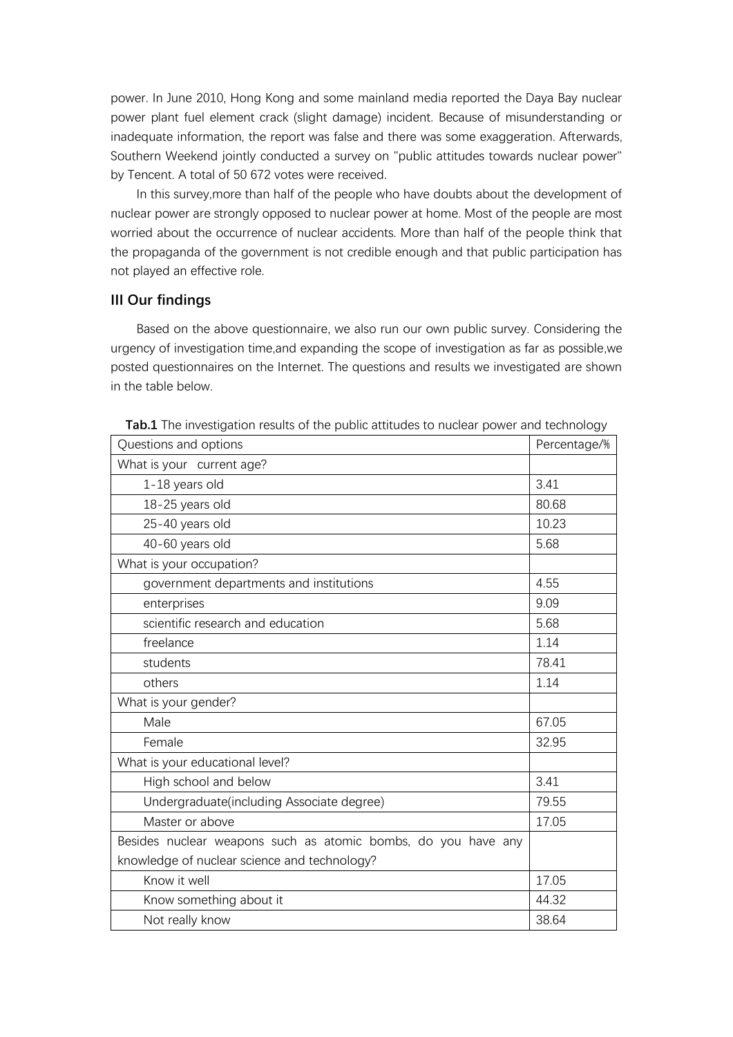power. In June 2010, Hong Kong and some mainland media reported the Daya Bay nuclear power plant fuel element crack (slight damage) incident. Because of misunderstanding or inadequate information, the report was false and there was some exaggeration. Afterwards, Southern Weekend jointly conducted a survey on "public attitudes towards nuclear power" by Tencent. A total of 50 672 votes were received.

In this survey,more than half of the people who have doubts about the development of nuclear power are strongly opposed to nuclear power at home. Most of the people are most worried about the occurrence of nuclear accidents. More than half of the people think that the propaganda of the government is not credible enough and that public participation has not played an effective role.

### III Our findings

Based on the above questionnaire, we also run our own public survey. Considering the urgency of investigation time,and expanding the scope of investigation as far as possible,we posted questionnaires on the Internet. The questions and results we investigated are shown in the table below.

**Tab.1** The investigation results of the public attitudes to nuclear power and technology

| Questions and options | Percentage/% |
|---|---|
| What is your current age? | |
| 1-18 years old | 3.41 |
| 18-25 years old | 80.68 |
| 25-40 years old | 10.23 |
| 40-60 years old | 5.68 |
| What is your occupation? | |
| government departments and institutions | 4.55 |
| enterprises | 9.09 |
| scientific research and education | 5.68 |
| freelance | 1.14 |
| students | 78.41 |
| others | 1.14 |
| What is your gender? | |
| Male | 67.05 |
| Female | 32.95 |
| What is your educational level? | |
| High school and below | 3.41 |
| Undergraduate(including Associate degree) | 79.55 |
| Master or above | 17.05 |
| Besides nuclear weapons such as atomic bombs, do you have any knowledge of nuclear science and technology? | |
| Know it well | 17.05 |
| Know something about it | 44.32 |
| Not really know | 38.64 |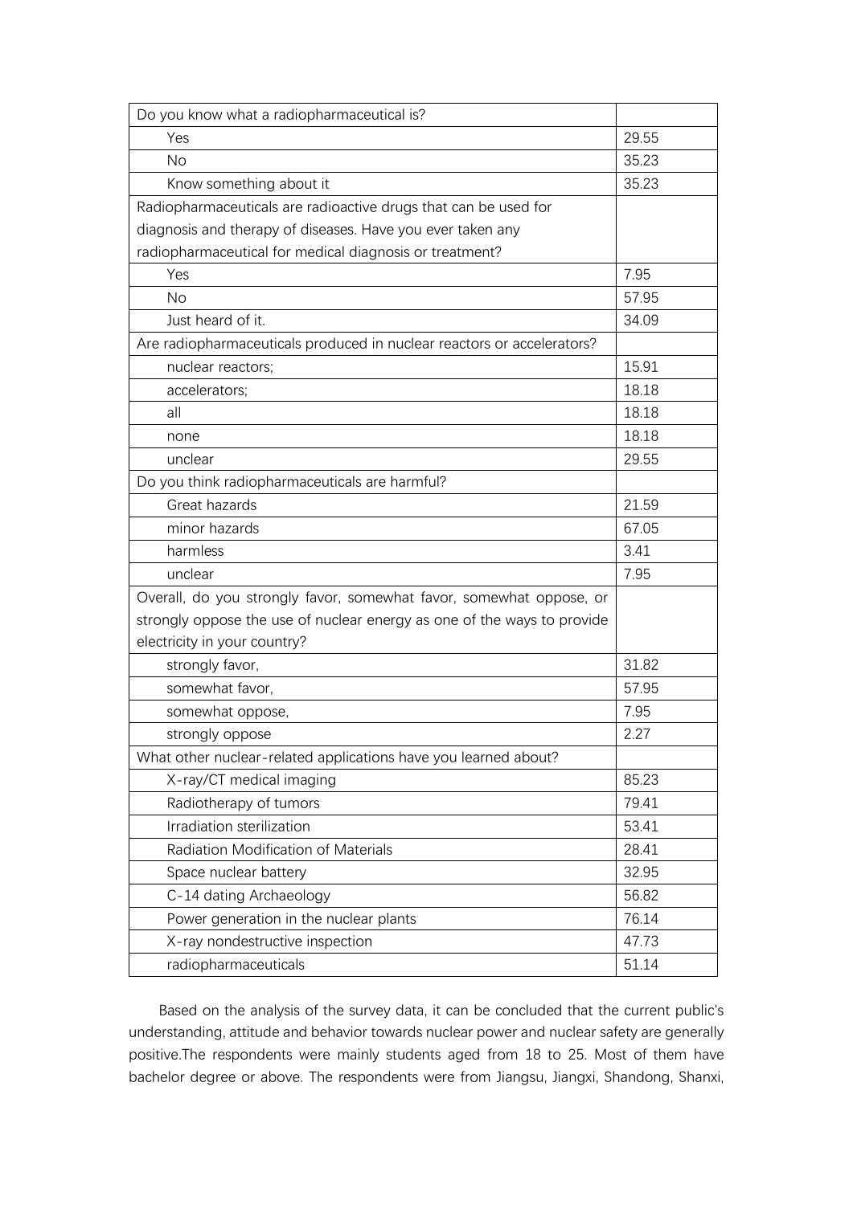| Do you know what a radiopharmaceutical is? | |
|---|---|
| Yes | 29.55 |
| No | 35.23 |
| Know something about it | 35.23 |
| Radiopharmaceuticals are radioactive drugs that can be used for diagnosis and therapy of diseases. Have you ever taken any radiopharmaceutical for medical diagnosis or treatment? | |
| Yes | 7.95 |
| No | 57.95 |
| Just heard of it. | 34.09 |
| Are radiopharmaceuticals produced in nuclear reactors or accelerators? | |
| nuclear reactors; | 15.91 |
| accelerators; | 18.18 |
| all | 18.18 |
| none | 18.18 |
| unclear | 29.55 |
| Do you think radiopharmaceuticals are harmful? | |
| Great hazards | 21.59 |
| minor hazards | 67.05 |
| harmless | 3.41 |
| unclear | 7.95 |
| Overall, do you strongly favor, somewhat favor, somewhat oppose, or strongly oppose the use of nuclear energy as one of the ways to provide electricity in your country? | |
| strongly favor, | 31.82 |
| somewhat favor, | 57.95 |
| somewhat oppose, | 7.95 |
| strongly oppose | 2.27 |
| What other nuclear-related applications have you learned about? | |
| X-ray/CT medical imaging | 85.23 |
| Radiotherapy of tumors | 79.41 |
| Irradiation sterilization | 53.41 |
| Radiation Modification of Materials | 28.41 |
| Space nuclear battery | 32.95 |
| C-14 dating Archaeology | 56.82 |
| Power generation in the nuclear plants | 76.14 |
| X-ray nondestructive inspection | 47.73 |
| radiopharmaceuticals | 51.14 |

Based on the analysis of the survey data, it can be concluded that the current public's understanding, attitude and behavior towards nuclear power and nuclear safety are generally positive.The respondents were mainly students aged from 18 to 25. Most of them have bachelor degree or above. The respondents were from Jiangsu, Jiangxi, Shandong, Shanxi,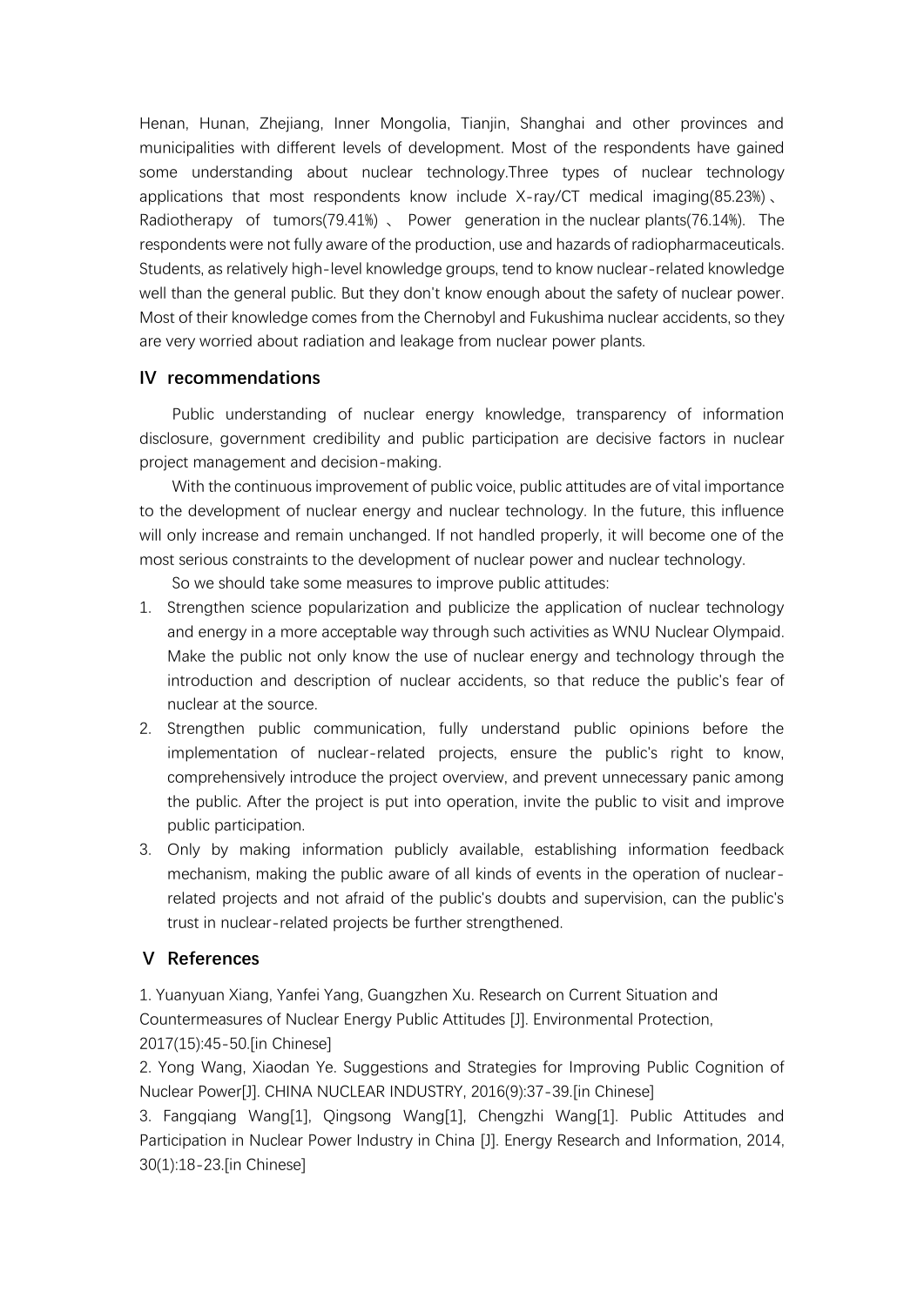Henan, Hunan, Zhejiang, Inner Mongolia, Tianjin, Shanghai and other provinces and municipalities with different levels of development. Most of the respondents have gained some understanding about nuclear technology.Three types of nuclear technology applications that most respondents know include X-ray/CT medical imaging(85.23%)、Radiotherapy of tumors(79.41%)、 Power generation in the nuclear plants(76.14%). The respondents were not fully aware of the production, use and hazards of radiopharmaceuticals. Students, as relatively high-level knowledge groups, tend to know nuclear-related knowledge well than the general public. But they don't know enough about the safety of nuclear power. Most of their knowledge comes from the Chernobyl and Fukushima nuclear accidents, so they are very worried about radiation and leakage from nuclear power plants.

## IV recommendations

Public understanding of nuclear energy knowledge, transparency of information disclosure, government credibility and public participation are decisive factors in nuclear project management and decision-making.

With the continuous improvement of public voice, public attitudes are of vital importance to the development of nuclear energy and nuclear technology. In the future, this influence will only increase and remain unchanged. If not handled properly, it will become one of the most serious constraints to the development of nuclear power and nuclear technology.

So we should take some measures to improve public attitudes:

1. Strengthen science popularization and publicize the application of nuclear technology and energy in a more acceptable way through such activities as WNU Nuclear Olympaid. Make the public not only know the use of nuclear energy and technology through the introduction and description of nuclear accidents, so that reduce the public's fear of nuclear at the source.
2. Strengthen public communication, fully understand public opinions before the implementation of nuclear-related projects, ensure the public's right to know, comprehensively introduce the project overview, and prevent unnecessary panic among the public. After the project is put into operation, invite the public to visit and improve public participation.
3. Only by making information publicly available, establishing information feedback mechanism, making the public aware of all kinds of events in the operation of nuclear-related projects and not afraid of the public's doubts and supervision, can the public's trust in nuclear-related projects be further strengthened.

## V References

1. Yuanyuan Xiang, Yanfei Yang, Guangzhen Xu. Research on Current Situation and Countermeasures of Nuclear Energy Public Attitudes [J]. Environmental Protection, 2017(15):45-50.[in Chinese]
2. Yong Wang, Xiaodan Ye. Suggestions and Strategies for Improving Public Cognition of Nuclear Power[J]. CHINA NUCLEAR INDUSTRY, 2016(9):37-39.[in Chinese]
3. Fangqiang Wang[1], Qingsong Wang[1], Chengzhi Wang[1]. Public Attitudes and Participation in Nuclear Power Industry in China [J]. Energy Research and Information, 2014, 30(1):18-23.[in Chinese]